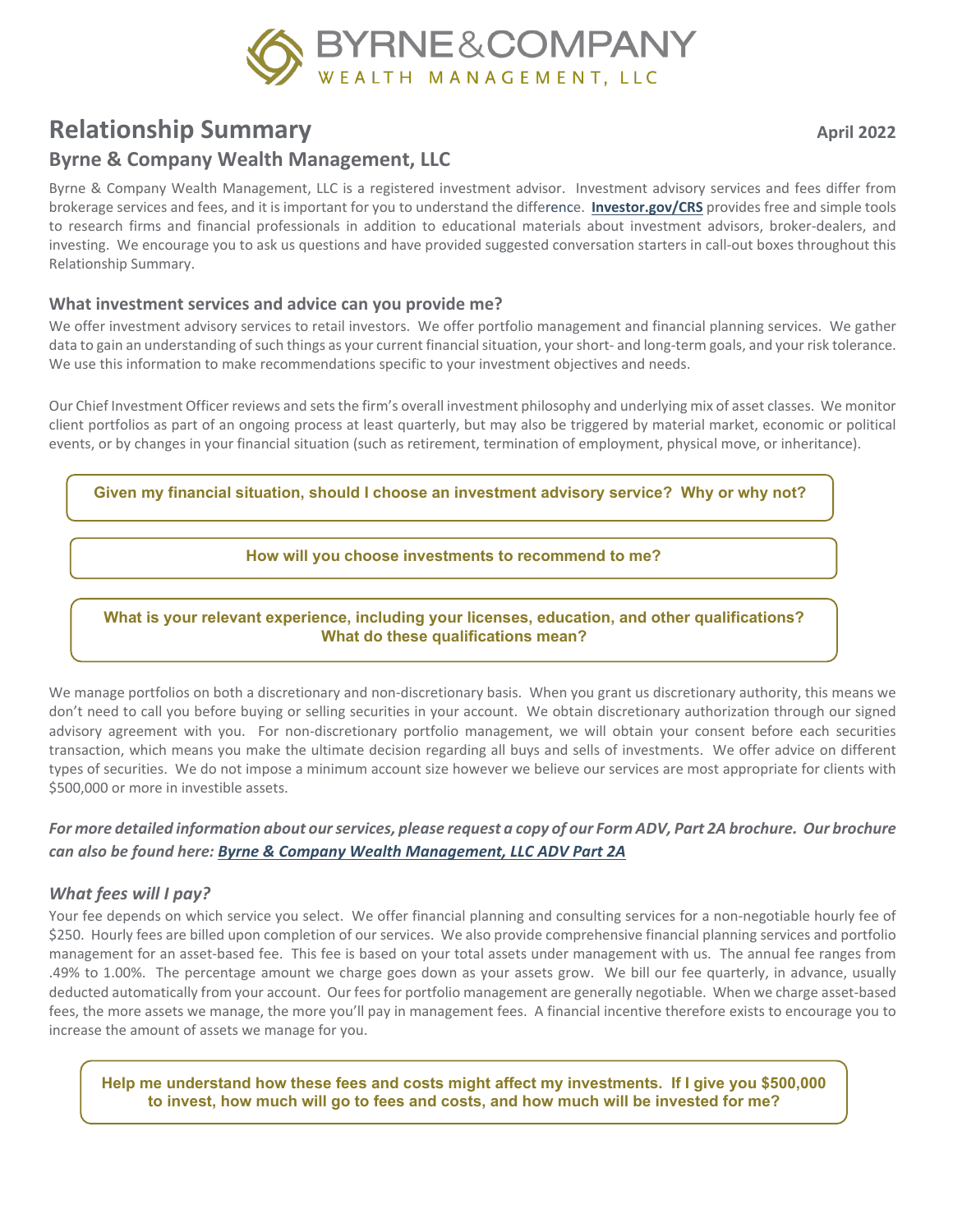# BYRNE&COMPANY
WEALTH MANAGEMENT, LLC

## Relationship Summary

**April 2022**

### Byrne & Company Wealth Management, LLC

Byrne & Company Wealth Management, LLC is a registered investment advisor. Investment advisory services and fees differ from brokerage services and fees, and it is important for you to understand the difference. **Investor.gov/CRS** provides free and simple tools to research firms and financial professionals in addition to educational materials about investment advisors, broker-dealers, and investing. We encourage you to ask us questions and have provided suggested conversation starters in call-out boxes throughout this Relationship Summary.

### What investment services and advice can you provide me?

We offer investment advisory services to retail investors. We offer portfolio management and financial planning services. We gather data to gain an understanding of such things as your current financial situation, your short- and long-term goals, and your risk tolerance. We use this information to make recommendations specific to your investment objectives and needs.

Our Chief Investment Officer reviews and sets the firm's overall investment philosophy and underlying mix of asset classes. We monitor client portfolios as part of an ongoing process at least quarterly, but may also be triggered by material market, economic or political events, or by changes in your financial situation (such as retirement, termination of employment, physical move, or inheritance).

**Given my financial situation, should I choose an investment advisory service? Why or why not?**

**How will you choose investments to recommend to me?**

**What is your relevant experience, including your licenses, education, and other qualifications? What do these qualifications mean?**

We manage portfolios on both a discretionary and non-discretionary basis. When you grant us discretionary authority, this means we don't need to call you before buying or selling securities in your account. We obtain discretionary authorization through our signed advisory agreement with you. For non-discretionary portfolio management, we will obtain your consent before each securities transaction, which means you make the ultimate decision regarding all buys and sells of investments. We offer advice on different types of securities. We do not impose a minimum account size however we believe our services are most appropriate for clients with $500,000 or more in investible assets.

***For more detailed information about our services, please request a copy of our Form ADV, Part 2A brochure. Our brochure can also be found here: Byrne & Company Wealth Management, LLC ADV Part 2A***

### *What fees will I pay?*

Your fee depends on which service you select. We offer financial planning and consulting services for a non-negotiable hourly fee of $250. Hourly fees are billed upon completion of our services. We also provide comprehensive financial planning services and portfolio management for an asset-based fee. This fee is based on your total assets under management with us. The annual fee ranges from .49% to 1.00%. The percentage amount we charge goes down as your assets grow. We bill our fee quarterly, in advance, usually deducted automatically from your account. Our fees for portfolio management are generally negotiable. When we charge asset-based fees, the more assets we manage, the more you'll pay in management fees. A financial incentive therefore exists to encourage you to increase the amount of assets we manage for you.

**Help me understand how these fees and costs might affect my investments. If I give you $500,000 to invest, how much will go to fees and costs, and how much will be invested for me?**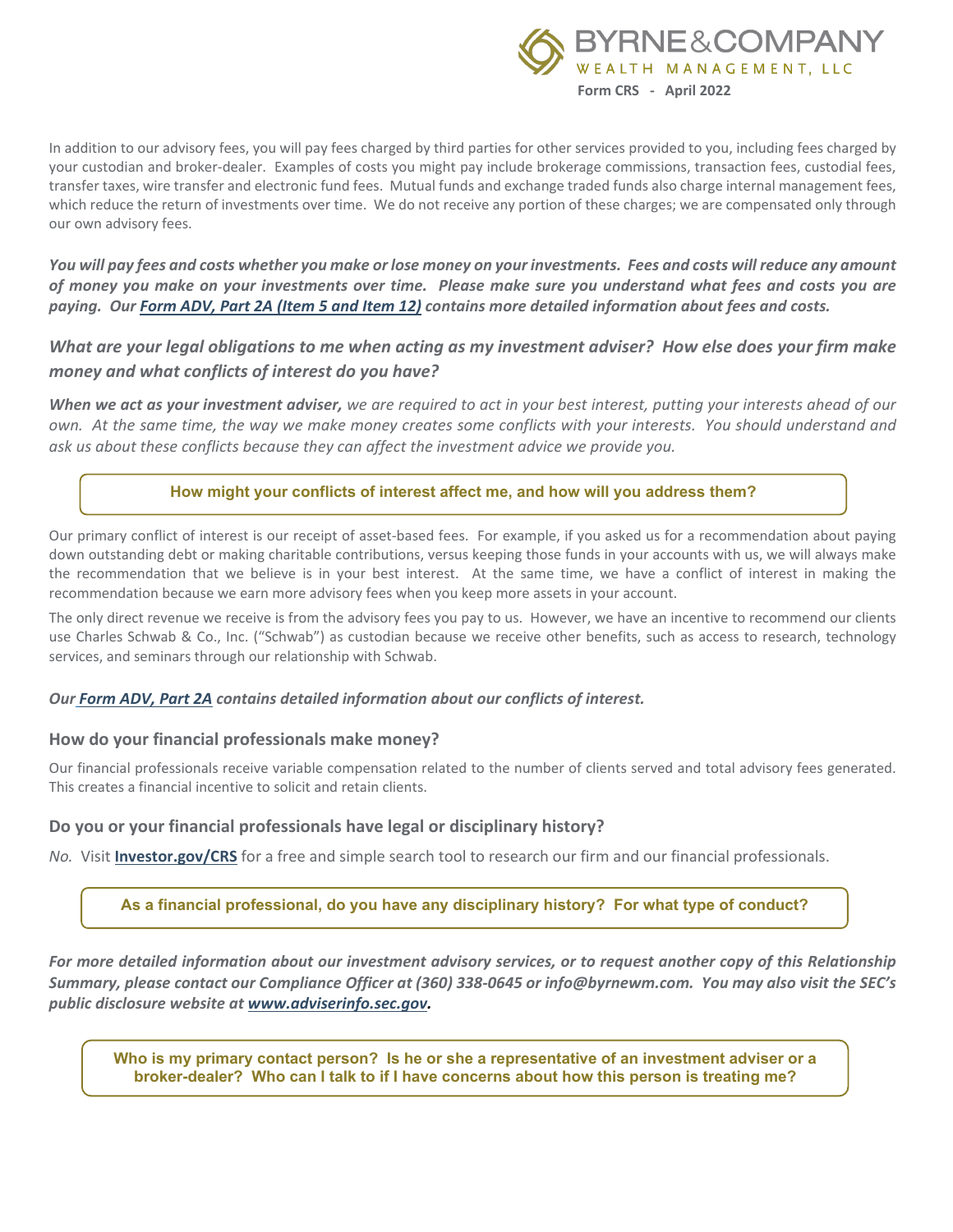In addition to our advisory fees, you will pay fees charged by third parties for other services provided to you, including fees charged by your custodian and broker-dealer. Examples of costs you might pay include brokerage commissions, transaction fees, custodial fees, transfer taxes, wire transfer and electronic fund fees. Mutual funds and exchange traded funds also charge internal management fees, which reduce the return of investments over time. We do not receive any portion of these charges; we are compensated only through our own advisory fees.

***You will pay fees and costs whether you make or lose money on your investments. Fees and costs will reduce any amount of money you make on your investments over time. Please make sure you understand what fees and costs you are paying. Our Form ADV, Part 2A (Item 5 and Item 12) contains more detailed information about fees and costs.***

## *What are your legal obligations to me when acting as my investment adviser? How else does your firm make money and what conflicts of interest do you have?*

***When we act as your investment adviser,*** *we are required to act in your best interest, putting your interests ahead of our own. At the same time, the way we make money creates some conflicts with your interests. You should understand and ask us about these conflicts because they can affect the investment advice we provide you.*

**How might your conflicts of interest affect me, and how will you address them?**

Our primary conflict of interest is our receipt of asset-based fees. For example, if you asked us for a recommendation about paying down outstanding debt or making charitable contributions, versus keeping those funds in your accounts with us, we will always make the recommendation that we believe is in your best interest. At the same time, we have a conflict of interest in making the recommendation because we earn more advisory fees when you keep more assets in your account.

The only direct revenue we receive is from the advisory fees you pay to us. However, we have an incentive to recommend our clients use Charles Schwab & Co., Inc. ("Schwab") as custodian because we receive other benefits, such as access to research, technology services, and seminars through our relationship with Schwab.

***Our Form ADV, Part 2A contains detailed information about our conflicts of interest.***

### How do your financial professionals make money?

Our financial professionals receive variable compensation related to the number of clients served and total advisory fees generated. This creates a financial incentive to solicit and retain clients.

### Do you or your financial professionals have legal or disciplinary history?

*No.* Visit **Investor.gov/CRS** for a free and simple search tool to research our firm and our financial professionals.

**As a financial professional, do you have any disciplinary history? For what type of conduct?**

***For more detailed information about our investment advisory services, or to request another copy of this Relationship Summary, please contact our Compliance Officer at (360) 338-0645 or info@byrnewm.com. You may also visit the SEC's public disclosure website at www.adviserinfo.sec.gov.***

**Who is my primary contact person? Is he or she a representative of an investment adviser or a broker-dealer? Who can I talk to if I have concerns about how this person is treating me?**